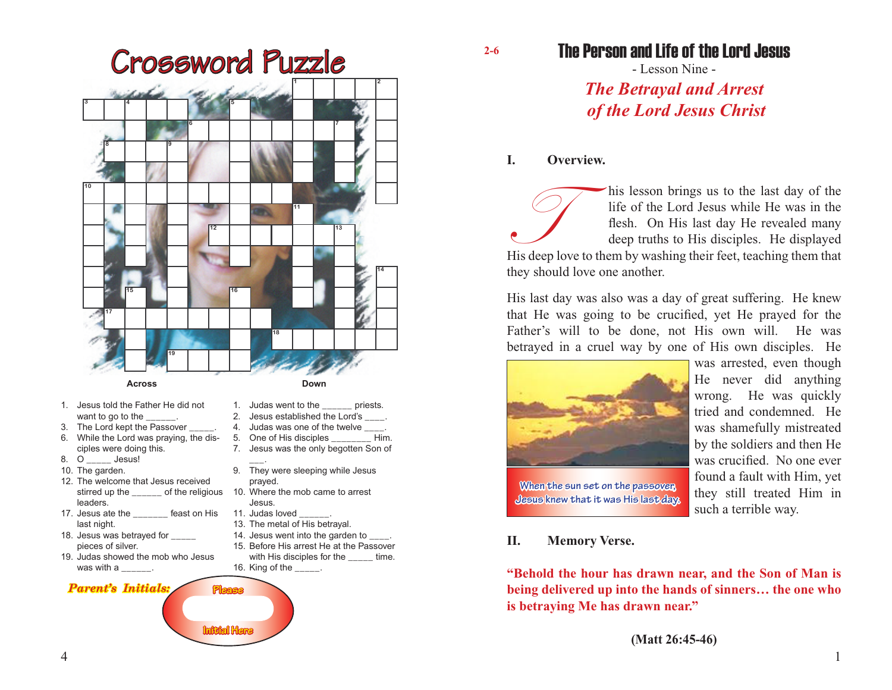# Crossword Puzzle

**Across**

1. Jesus told the Father He did not want to go to the ______.
3. The Lord kept the Passover _____.
6. While the Lord was praying, the disciples were doing this.
8. O _____ Jesus!
10. The garden.
12. The welcome that Jesus received stirred up the ______ of the religious leaders.
17. Jesus ate the _______ feast on His last night.
18. Jesus was betrayed for _____ pieces of silver.
19. Judas showed the mob who Jesus was with a ______.

**Down**

1. Judas went to the ______ priests.
2. Jesus established the Lord's ____.
4. Judas was one of the twelve ____.
5. One of His disciples ________ Him.
7. Jesus was the only begotten Son of ___.
9. They were sleeping while Jesus prayed.
10. Where the mob came to arrest Jesus.
11. Judas loved ______.
13. The metal of His betrayal.
14. Jesus went into the garden to ____.
15. Before His arrest He at the Passover with His disciples for the _____ time.
16. King of the _____.

*Parent's Initials:* Please Initial Here

2-6

# The Person and Life of the Lord Jesus

- Lesson Nine -

## *The Betrayal and Arrest of the Lord Jesus Christ*

### I. Overview.

This lesson brings us to the last day of the life of the Lord Jesus while He was in the flesh. On His last day He revealed many deep truths to His disciples. He displayed His deep love to them by washing their feet, teaching them that they should love one another.

His last day was also was a day of great suffering. He knew that He was going to be crucified, yet He prayed for the Father's will to be done, not His own will. He was betrayed in a cruel way by one of His own disciples. He was arrested, even though He never did anything wrong. He was quickly tried and condemned. He was shamefully mistreated by the soldiers and then He was crucified. No one ever found a fault with Him, yet they still treated Him in such a terrible way.

When the sun set on the passover, Jesus knew that it was His last day.

### II. Memory Verse.

**"Behold the hour has drawn near, and the Son of Man is being delivered up into the hands of sinners… the one who is betraying Me has drawn near."**

**(Matt 26:45-46)**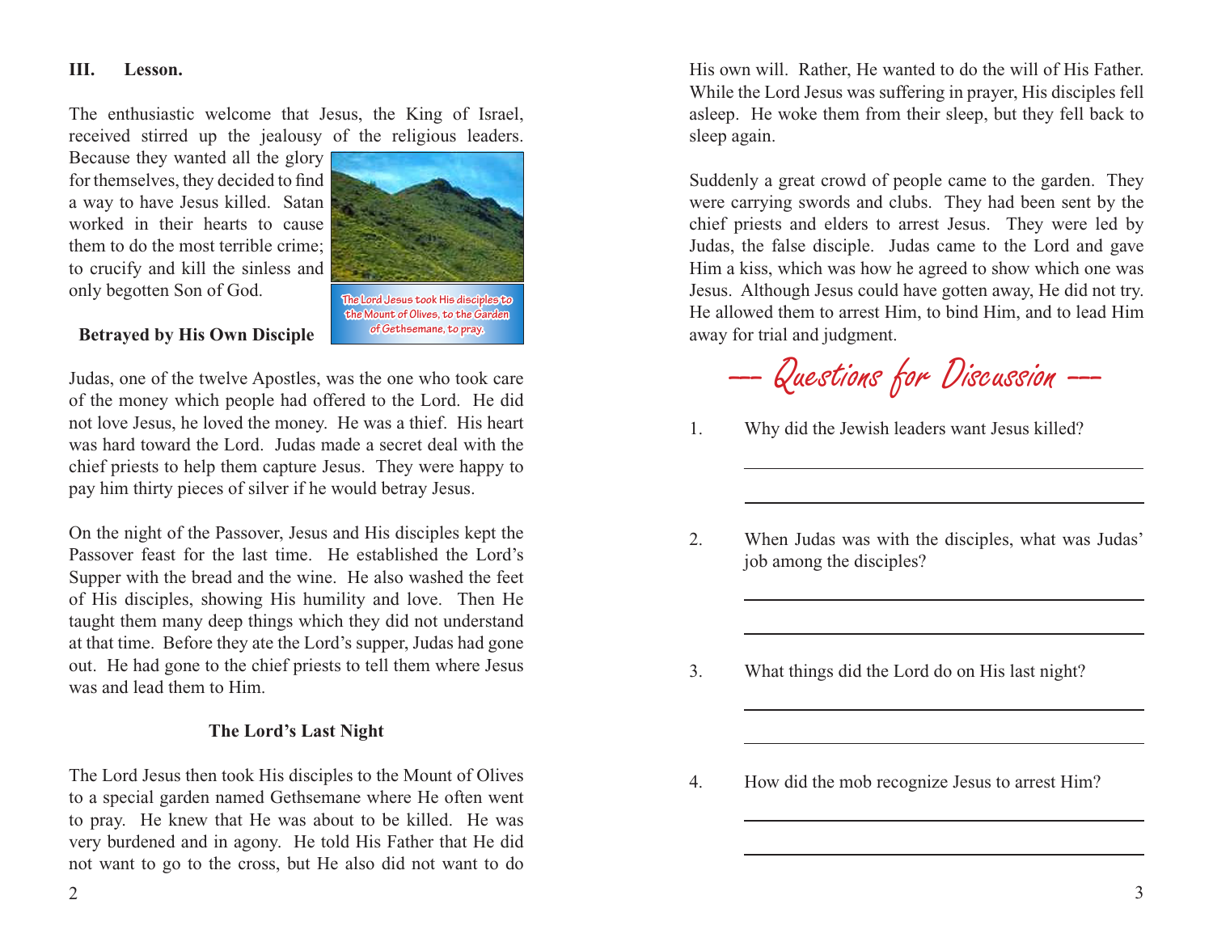**III. Lesson.**

The enthusiastic welcome that Jesus, the King of Israel, received stirred up the jealousy of the religious leaders. Because they wanted all the glory for themselves, they decided to find a way to have Jesus killed. Satan worked in their hearts to cause them to do the most terrible crime; to crucify and kill the sinless and only begotten Son of God.

The Lord Jesus took His disciples to the Mount of Olives, to the Garden of Gethsemane, to pray.

**Betrayed by His Own Disciple**

Judas, one of the twelve Apostles, was the one who took care of the money which people had offered to the Lord. He did not love Jesus, he loved the money. He was a thief. His heart was hard toward the Lord. Judas made a secret deal with the chief priests to help them capture Jesus. They were happy to pay him thirty pieces of silver if he would betray Jesus.

On the night of the Passover, Jesus and His disciples kept the Passover feast for the last time. He established the Lord's Supper with the bread and the wine. He also washed the feet of His disciples, showing His humility and love. Then He taught them many deep things which they did not understand at that time. Before they ate the Lord's supper, Judas had gone out. He had gone to the chief priests to tell them where Jesus was and lead them to Him.

**The Lord's Last Night**

The Lord Jesus then took His disciples to the Mount of Olives to a special garden named Gethsemane where He often went to pray. He knew that He was about to be killed. He was very burdened and in agony. He told His Father that He did not want to go to the cross, but He also did not want to do His own will. Rather, He wanted to do the will of His Father. While the Lord Jesus was suffering in prayer, His disciples fell asleep. He woke them from their sleep, but they fell back to sleep again.

Suddenly a great crowd of people came to the garden. They were carrying swords and clubs. They had been sent by the chief priests and elders to arrest Jesus. They were led by Judas, the false disciple. Judas came to the Lord and gave Him a kiss, which was how he agreed to show which one was Jesus. Although Jesus could have gotten away, He did not try. He allowed them to arrest Him, to bind Him, and to lead Him away for trial and judgment.

## — Questions for Discussion —

1. Why did the Jewish leaders want Jesus killed?

\_\_\_\_\_\_\_\_\_\_\_\_\_\_\_\_\_\_\_\_\_\_\_\_\_\_\_\_\_\_\_\_\_\_\_\_\_\_\_\_

\_\_\_\_\_\_\_\_\_\_\_\_\_\_\_\_\_\_\_\_\_\_\_\_\_\_\_\_\_\_\_\_\_\_\_\_\_\_\_\_

2. When Judas was with the disciples, what was Judas' job among the disciples?

\_\_\_\_\_\_\_\_\_\_\_\_\_\_\_\_\_\_\_\_\_\_\_\_\_\_\_\_\_\_\_\_\_\_\_\_\_\_\_\_

\_\_\_\_\_\_\_\_\_\_\_\_\_\_\_\_\_\_\_\_\_\_\_\_\_\_\_\_\_\_\_\_\_\_\_\_\_\_\_\_

3. What things did the Lord do on His last night?

\_\_\_\_\_\_\_\_\_\_\_\_\_\_\_\_\_\_\_\_\_\_\_\_\_\_\_\_\_\_\_\_\_\_\_\_\_\_\_\_

\_\_\_\_\_\_\_\_\_\_\_\_\_\_\_\_\_\_\_\_\_\_\_\_\_\_\_\_\_\_\_\_\_\_\_\_\_\_\_\_

4. How did the mob recognize Jesus to arrest Him?

\_\_\_\_\_\_\_\_\_\_\_\_\_\_\_\_\_\_\_\_\_\_\_\_\_\_\_\_\_\_\_\_\_\_\_\_\_\_\_\_

\_\_\_\_\_\_\_\_\_\_\_\_\_\_\_\_\_\_\_\_\_\_\_\_\_\_\_\_\_\_\_\_\_\_\_\_\_\_\_\_